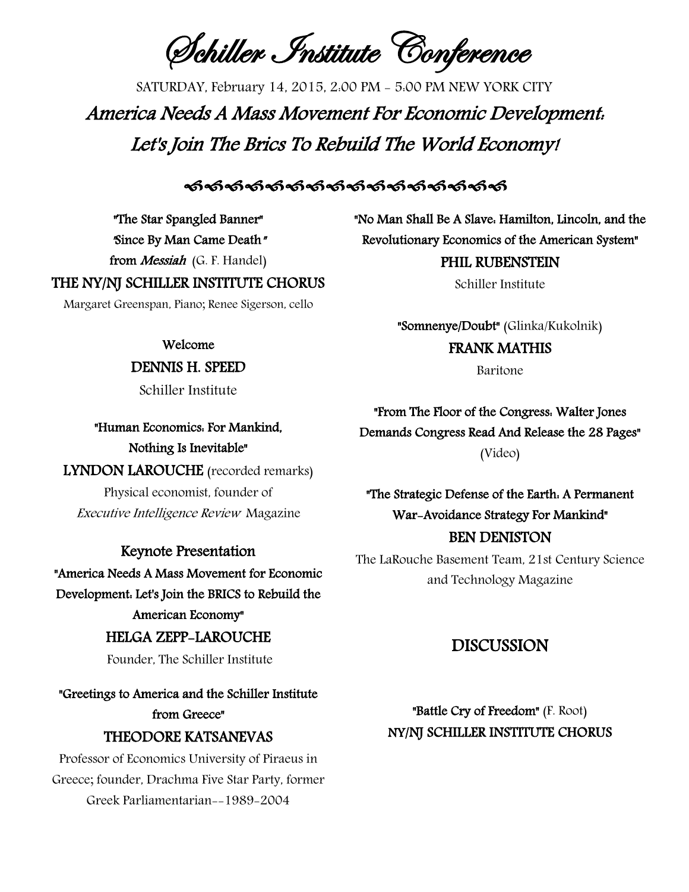# Schiller Institute Conference

SATURDAY, February 14, 2015, 2:00 PM - 5:00 PM NEW YORK CITY

## *America Needs A Mass Movement For Economic Development: Let's Join The Brics To Rebuild The World Economy!*

"The Star Spangled Banner"
"Since By Man Came Death"
from *Messiah* (G. F. Handel)

**THE NY/NJ SCHILLER INSTITUTE CHORUS**

Margaret Greenspan, Piano; Renee Sigerson, cello

Welcome

**DENNIS H. SPEED**

Schiller Institute

"Human Economics: For Mankind, Nothing Is Inevitable"

**LYNDON LAROUCHE** (recorded remarks)

Physical economist, founder of *Executive Intelligence Review* Magazine

### Keynote Presentation

"America Needs A Mass Movement for Economic Development: Let's Join the BRICS to Rebuild the American Economy"

**HELGA ZEPP-LAROUCHE**

Founder, The Schiller Institute

"Greetings to America and the Schiller Institute from Greece"

**THEODORE KATSANEVAS**

Professor of Economics University of Piraeus in Greece; founder, Drachma Five Star Party, former Greek Parliamentarian--1989-2004

"No Man Shall Be A Slave: Hamilton, Lincoln, and the Revolutionary Economics of the American System"

**PHIL RUBENSTEIN**

Schiller Institute

"Somnenye/Doubt" (Glinka/Kukolnik)

**FRANK MATHIS**

Baritone

"From The Floor of the Congress: Walter Jones Demands Congress Read And Release the 28 Pages"
(Video)

"The Strategic Defense of the Earth: A Permanent War-Avoidance Strategy For Mankind"

**BEN DENISTON**

The LaRouche Basement Team, 21st Century Science and Technology Magazine

## DISCUSSION

"Battle Cry of Freedom" (F. Root)

**NY/NJ SCHILLER INSTITUTE CHORUS**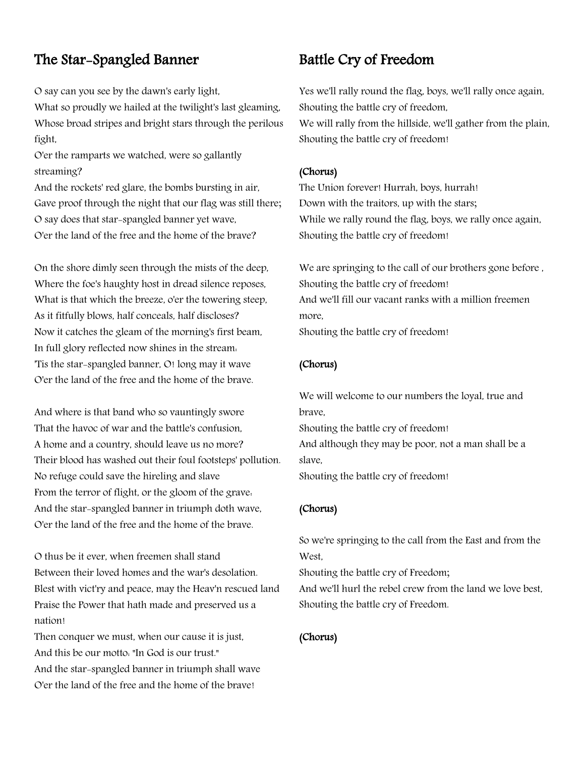## The Star-Spangled Banner

O say can you see by the dawn's early light,
What so proudly we hailed at the twilight's last gleaming,
Whose broad stripes and bright stars through the perilous fight,
O'er the ramparts we watched, were so gallantly streaming?
And the rockets' red glare, the bombs bursting in air,
Gave proof through the night that our flag was still there;
O say does that star-spangled banner yet wave,
O'er the land of the free and the home of the brave?

On the shore dimly seen through the mists of the deep,
Where the foe's haughty host in dread silence reposes,
What is that which the breeze, o'er the towering steep,
As it fitfully blows, half conceals, half discloses?
Now it catches the gleam of the morning's first beam,
In full glory reflected now shines in the stream:
'Tis the star-spangled banner, O! long may it wave
O'er the land of the free and the home of the brave.

And where is that band who so vauntingly swore
That the havoc of war and the battle's confusion,
A home and a country, should leave us no more?
Their blood has washed out their foul footsteps' pollution.
No refuge could save the hireling and slave
From the terror of flight, or the gloom of the grave:
And the star-spangled banner in triumph doth wave,
O'er the land of the free and the home of the brave.

O thus be it ever, when freemen shall stand
Between their loved homes and the war's desolation.
Blest with vict'ry and peace, may the Heav'n rescued land
Praise the Power that hath made and preserved us a nation!
Then conquer we must, when our cause it is just,
And this be our motto: "In God is our trust."
And the star-spangled banner in triumph shall wave
O'er the land of the free and the home of the brave!

## Battle Cry of Freedom

Yes we'll rally round the flag, boys, we'll rally once again,
Shouting the battle cry of freedom,
We will rally from the hillside, we'll gather from the plain,
Shouting the battle cry of freedom!

**(Chorus)**
The Union forever! Hurrah, boys, hurrah!
Down with the traitors, up with the stars;
While we rally round the flag, boys, we rally once again,
Shouting the battle cry of freedom!

We are springing to the call of our brothers gone before ,
Shouting the battle cry of freedom!
And we'll fill our vacant ranks with a million freemen more,
Shouting the battle cry of freedom!

**(Chorus)**

We will welcome to our numbers the loyal, true and brave,
Shouting the battle cry of freedom!
And although they may be poor, not a man shall be a slave,
Shouting the battle cry of freedom!

**(Chorus)**

So we're springing to the call from the East and from the West,
Shouting the battle cry of Freedom;
And we'll hurl the rebel crew from the land we love best,
Shouting the battle cry of Freedom.

**(Chorus)**